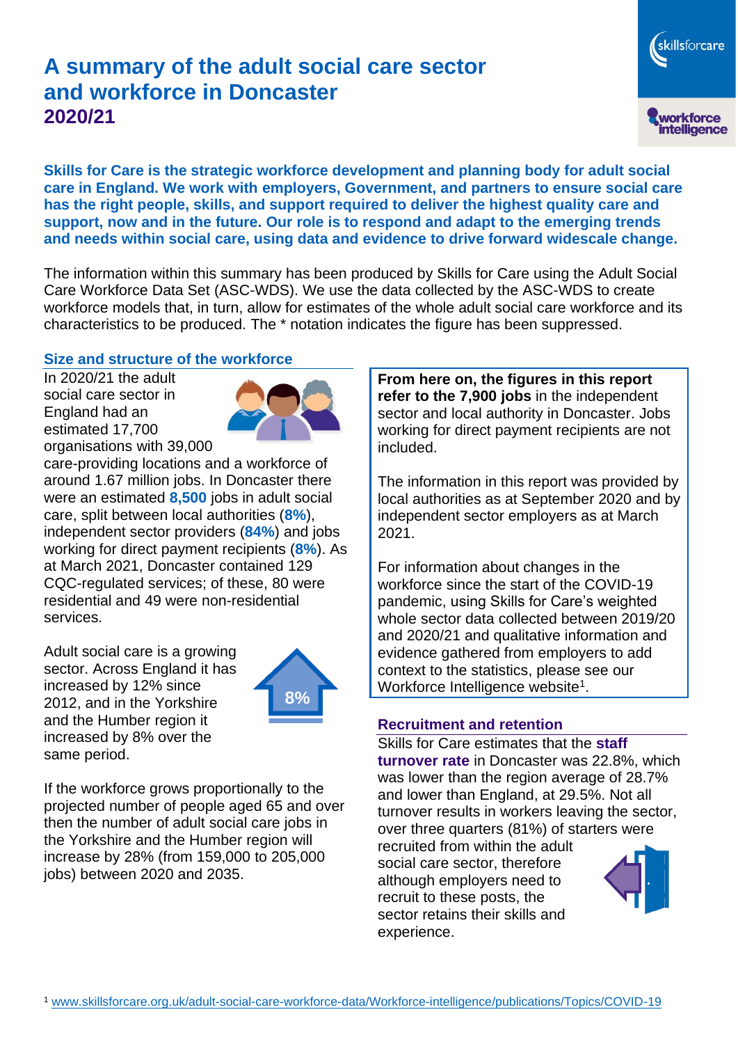# A summary of the adult social care sector and workforce in Doncaster 2020/21

**Skills for Care is the strategic workforce development and planning body for adult social care in England. We work with employers, Government, and partners to ensure social care has the right people, skills, and support required to deliver the highest quality care and support, now and in the future. Our role is to respond and adapt to the emerging trends and needs within social care, using data and evidence to drive forward widescale change.**

The information within this summary has been produced by Skills for Care using the Adult Social Care Workforce Data Set (ASC-WDS). We use the data collected by the ASC-WDS to create workforce models that, in turn, allow for estimates of the whole adult social care workforce and its characteristics to be produced. The * notation indicates the figure has been suppressed.

## Size and structure of the workforce

In 2020/21 the adult social care sector in England had an estimated 17,700 organisations with 39,000 care-providing locations and a workforce of around 1.67 million jobs. In Doncaster there were an estimated **8,500** jobs in adult social care, split between local authorities (**8%**), independent sector providers (**84%**) and jobs working for direct payment recipients (**8%**). As at March 2021, Doncaster contained 129 CQC-regulated services; of these, 80 were residential and 49 were non-residential services.

Adult social care is a growing sector. Across England it has increased by 12% since 2012, and in the Yorkshire and the Humber region it increased by 8% over the same period.

8%

If the workforce grows proportionally to the projected number of people aged 65 and over then the number of adult social care jobs in the Yorkshire and the Humber region will increase by 28% (from 159,000 to 205,000 jobs) between 2020 and 2035.

**From here on, the figures in this report refer to the 7,900 jobs** in the independent sector and local authority in Doncaster. Jobs working for direct payment recipients are not included.

The information in this report was provided by local authorities as at September 2020 and by independent sector employers as at March 2021.

For information about changes in the workforce since the start of the COVID-19 pandemic, using Skills for Care's weighted whole sector data collected between 2019/20 and 2020/21 and qualitative information and evidence gathered from employers to add context to the statistics, please see our Workforce Intelligence website[1].

## Recruitment and retention

Skills for Care estimates that the **staff turnover rate** in Doncaster was 22.8%, which was lower than the region average of 28.7% and lower than England, at 29.5%. Not all turnover results in workers leaving the sector, over three quarters (81%) of starters were recruited from within the adult social care sector, therefore although employers need to recruit to these posts, the sector retains their skills and experience.

[1] www.skillsforcare.org.uk/adult-social-care-workforce-data/Workforce-intelligence/publications/Topics/COVID-19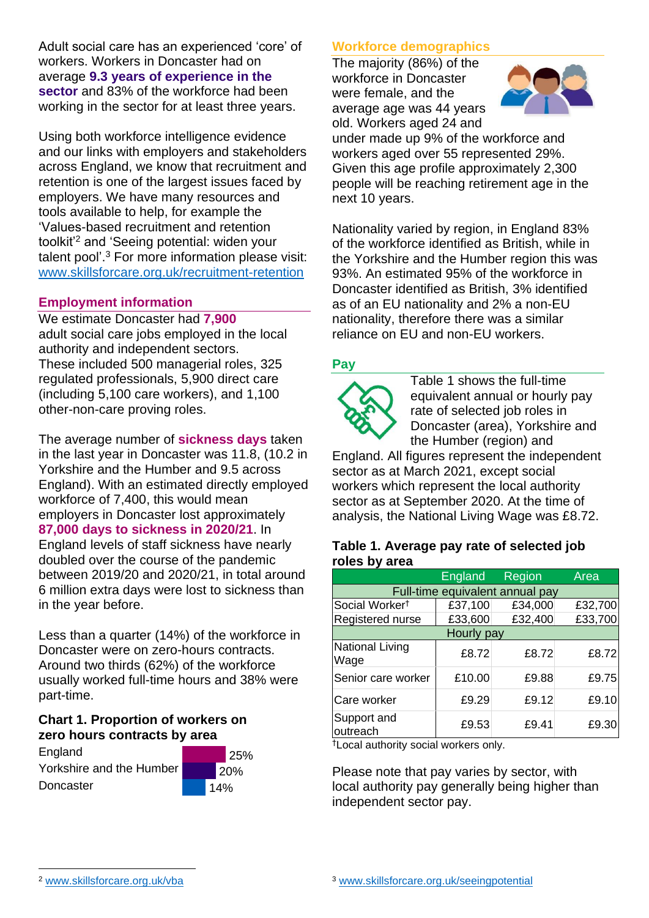Adult social care has an experienced 'core' of workers. Workers in Doncaster had on average **9.3 years of experience in the sector** and 83% of the workforce had been working in the sector for at least three years.

Using both workforce intelligence evidence and our links with employers and stakeholders across England, we know that recruitment and retention is one of the largest issues faced by employers. We have many resources and tools available to help, for example the 'Values-based recruitment and retention toolkit'[2] and 'Seeing potential: widen your talent pool'.[3] For more information please visit: www.skillsforcare.org.uk/recruitment-retention

## Employment information

We estimate Doncaster had **7,900** adult social care jobs employed in the local authority and independent sectors. These included 500 managerial roles, 325 regulated professionals, 5,900 direct care (including 5,100 care workers), and 1,100 other-non-care proving roles.

The average number of **sickness days** taken in the last year in Doncaster was 11.8, (10.2 in Yorkshire and the Humber and 9.5 across England). With an estimated directly employed workforce of 7,400, this would mean employers in Doncaster lost approximately **87,000 days to sickness in 2020/21**. In England levels of staff sickness have nearly doubled over the course of the pandemic between 2019/20 and 2020/21, in total around 6 million extra days were lost to sickness than in the year before.

Less than a quarter (14%) of the workforce in Doncaster were on zero-hours contracts. Around two thirds (62%) of the workforce usually worked full-time hours and 38% were part-time.

### Chart 1. Proportion of workers on zero hours contracts by area

| Area | Proportion |
|---|---|
| England | 25% |
| Yorkshire and the Humber | 20% |
| Doncaster | 14% |

## Workforce demographics

The majority (86%) of the workforce in Doncaster were female, and the average age was 44 years old. Workers aged 24 and under made up 9% of the workforce and workers aged over 55 represented 29%. Given this age profile approximately 2,300 people will be reaching retirement age in the next 10 years.

Nationality varied by region, in England 83% of the workforce identified as British, while in the Yorkshire and the Humber region this was 93%. An estimated 95% of the workforce in Doncaster identified as British, 3% identified as of an EU nationality and 2% a non-EU nationality, therefore there was a similar reliance on EU and non-EU workers.

## Pay

Table 1 shows the full-time equivalent annual or hourly pay rate of selected job roles in Doncaster (area), Yorkshire and the Humber (region) and England. All figures represent the independent sector as at March 2021, except social workers which represent the local authority sector as at September 2020. At the time of analysis, the National Living Wage was £8.72.

### Table 1. Average pay rate of selected job roles by area

| | England | Region | Area |
|---|---|---|---|
| **Full-time equivalent annual pay** | | | |
| Social Worker† | £37,100 | £34,000 | £32,700 |
| Registered nurse | £33,600 | £32,400 | £33,700 |
| **Hourly pay** | | | |
| National Living Wage | £8.72 | £8.72 | £8.72 |
| Senior care worker | £10.00 | £9.88 | £9.75 |
| Care worker | £9.29 | £9.12 | £9.10 |
| Support and outreach | £9.53 | £9.41 | £9.30 |

†Local authority social workers only.

Please note that pay varies by sector, with local authority pay generally being higher than independent sector pay.

[2] www.skillsforcare.org.uk/vba

[3] www.skillsforcare.org.uk/seeingpotential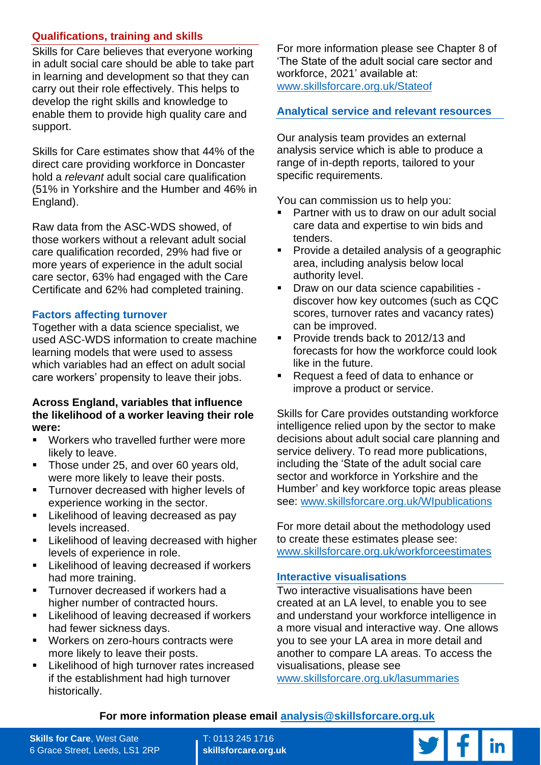## Qualifications, training and skills

Skills for Care believes that everyone working in adult social care should be able to take part in learning and development so that they can carry out their role effectively. This helps to develop the right skills and knowledge to enable them to provide high quality care and support.

Skills for Care estimates show that 44% of the direct care providing workforce in Doncaster hold a *relevant* adult social care qualification (51% in Yorkshire and the Humber and 46% in England).

Raw data from the ASC-WDS showed, of those workers without a relevant adult social care qualification recorded, 29% had five or more years of experience in the adult social care sector, 63% had engaged with the Care Certificate and 62% had completed training.

## Factors affecting turnover

Together with a data science specialist, we used ASC-WDS information to create machine learning models that were used to assess which variables had an effect on adult social care workers' propensity to leave their jobs.

**Across England, variables that influence the likelihood of a worker leaving their role were:**

- Workers who travelled further were more likely to leave.
- Those under 25, and over 60 years old, were more likely to leave their posts.
- Turnover decreased with higher levels of experience working in the sector.
- Likelihood of leaving decreased as pay levels increased.
- Likelihood of leaving decreased with higher levels of experience in role.
- Likelihood of leaving decreased if workers had more training.
- Turnover decreased if workers had a higher number of contracted hours.
- Likelihood of leaving decreased if workers had fewer sickness days.
- Workers on zero-hours contracts were more likely to leave their posts.
- Likelihood of high turnover rates increased if the establishment had high turnover historically.

For more information please see Chapter 8 of 'The State of the adult social care sector and workforce, 2021' available at: www.skillsforcare.org.uk/Stateof

## Analytical service and relevant resources

Our analysis team provides an external analysis service which is able to produce a range of in-depth reports, tailored to your specific requirements.

You can commission us to help you:

- Partner with us to draw on our adult social care data and expertise to win bids and tenders.
- Provide a detailed analysis of a geographic area, including analysis below local authority level.
- Draw on our data science capabilities - discover how key outcomes (such as CQC scores, turnover rates and vacancy rates) can be improved.
- Provide trends back to 2012/13 and forecasts for how the workforce could look like in the future.
- Request a feed of data to enhance or improve a product or service.

Skills for Care provides outstanding workforce intelligence relied upon by the sector to make decisions about adult social care planning and service delivery. To read more publications, including the 'State of the adult social care sector and workforce in Yorkshire and the Humber' and key workforce topic areas please see: www.skillsforcare.org.uk/WIpublications

For more detail about the methodology used to create these estimates please see: www.skillsforcare.org.uk/workforceestimates

## Interactive visualisations

Two interactive visualisations have been created at an LA level, to enable you to see and understand your workforce intelligence in a more visual and interactive way. One allows you to see your LA area in more detail and another to compare LA areas. To access the visualisations, please see www.skillsforcare.org.uk/lasummaries

**For more information please email analysis@skillsforcare.org.uk**

**Skills for Care**, West Gate
6 Grace Street, Leeds, LS1 2RP

T: 0113 245 1716
**skillsforcare.org.uk**